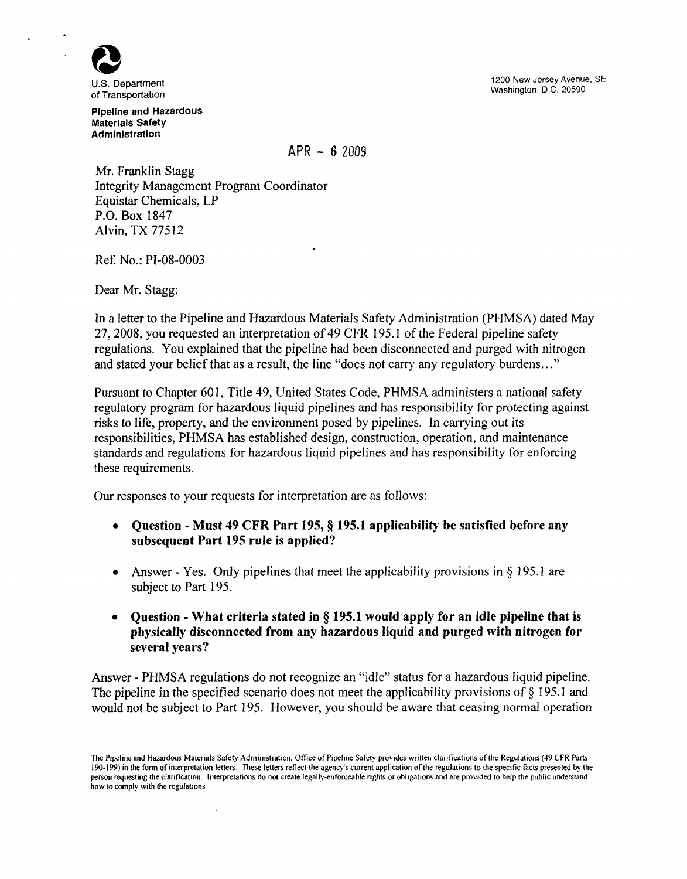U.S. Department of Transportation

**Pipeline and Hazardous Materials Safety Administration**

1200 New Jersey Avenue, SE
Washington, D.C. 20590

APR - 6 2009

Mr. Franklin Stagg
Integrity Management Program Coordinator
Equistar Chemicals, LP
P.O. Box 1847
Alvin, TX 77512

Ref. No.: PI-08-0003

Dear Mr. Stagg:

In a letter to the Pipeline and Hazardous Materials Safety Administration (PHMSA) dated May 27, 2008, you requested an interpretation of 49 CFR 195.1 of the Federal pipeline safety regulations. You explained that the pipeline had been disconnected and purged with nitrogen and stated your belief that as a result, the line "does not carry any regulatory burdens..."

Pursuant to Chapter 601, Title 49, United States Code, PHMSA administers a national safety regulatory program for hazardous liquid pipelines and has responsibility for protecting against risks to life, property, and the environment posed by pipelines. In carrying out its responsibilities, PHMSA has established design, construction, operation, and maintenance standards and regulations for hazardous liquid pipelines and has responsibility for enforcing these requirements.

Our responses to your requests for interpretation are as follows:

- **Question - Must 49 CFR Part 195, § 195.1 applicability be satisfied before any subsequent Part 195 rule is applied?**

- Answer - Yes. Only pipelines that meet the applicability provisions in § 195.1 are subject to Part 195.

- **Question - What criteria stated in § 195.1 would apply for an idle pipeline that is physically disconnected from any hazardous liquid and purged with nitrogen for several years?**

Answer - PHMSA regulations do not recognize an "idle" status for a hazardous liquid pipeline. The pipeline in the specified scenario does not meet the applicability provisions of § 195.1 and would not be subject to Part 195. However, you should be aware that ceasing normal operation

The Pipeline and Hazardous Materials Safety Administration, Office of Pipeline Safety provides written clarifications of the Regulations (49 CFR Parts 190-199) in the form of interpretation letters. These letters reflect the agency's current application of the regulations to the specific facts presented by the person requesting the clarification. Interpretations do not create legally-enforceable rights or obligations and are provided to help the public understand how to comply with the regulations.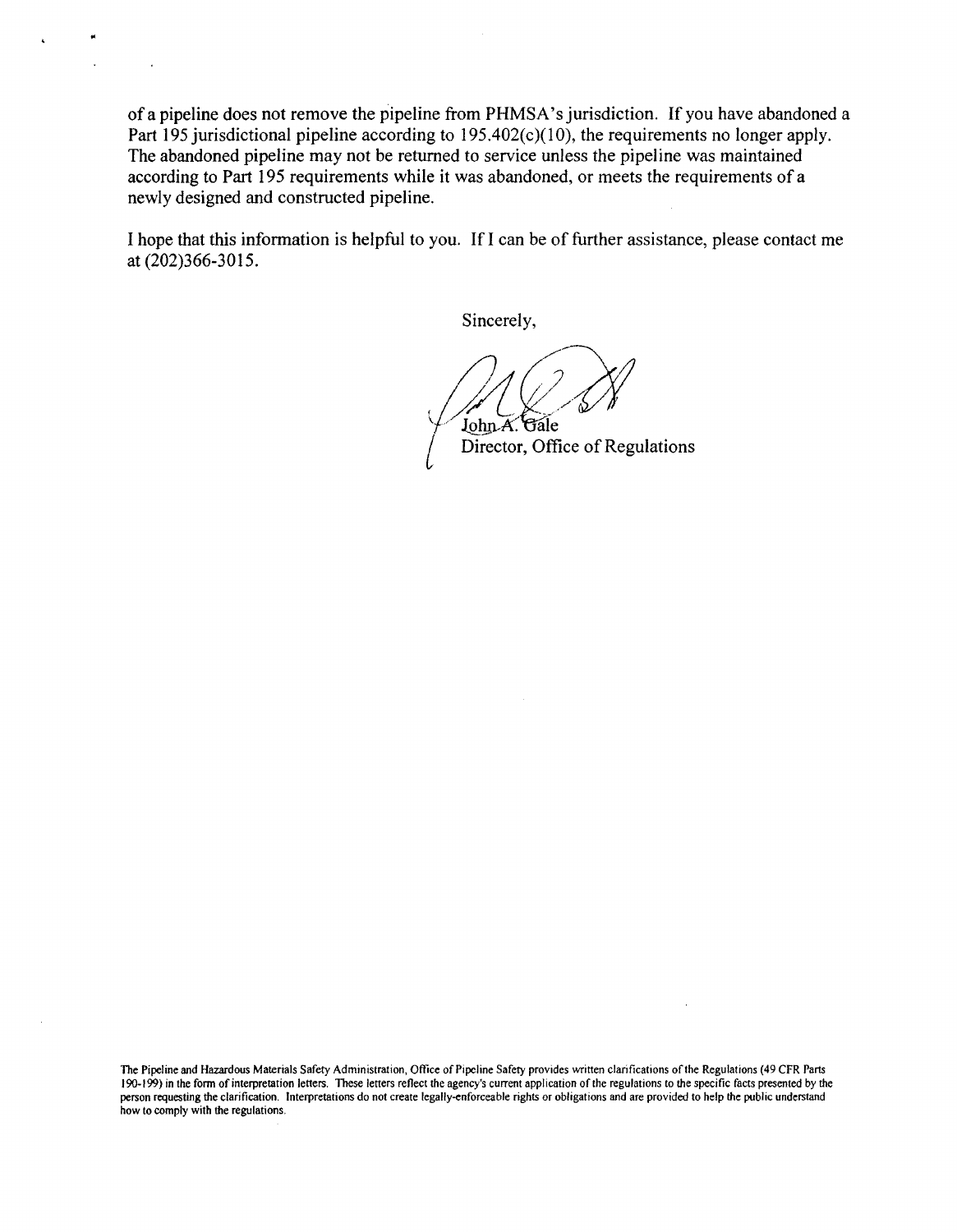of a pipeline does not remove the pipeline from PHMSA's jurisdiction. If you have abandoned a Part 195 jurisdictional pipeline according to 195.402(c)(10), the requirements no longer apply. The abandoned pipeline may not be returned to service unless the pipeline was maintained according to Part 195 requirements while it was abandoned, or meets the requirements of a newly designed and constructed pipeline.

I hope that this information is helpful to you. If I can be of further assistance, please contact me at (202)366-3015.

Sincerely,

John A. Gale
Director, Office of Regulations

The Pipeline and Hazardous Materials Safety Administration, Office of Pipeline Safety provides written clarifications of the Regulations (49 CFR Parts 190-199) in the form of interpretation letters. These letters reflect the agency's current application of the regulations to the specific facts presented by the person requesting the clarification. Interpretations do not create legally-enforceable rights or obligations and are provided to help the public understand how to comply with the regulations.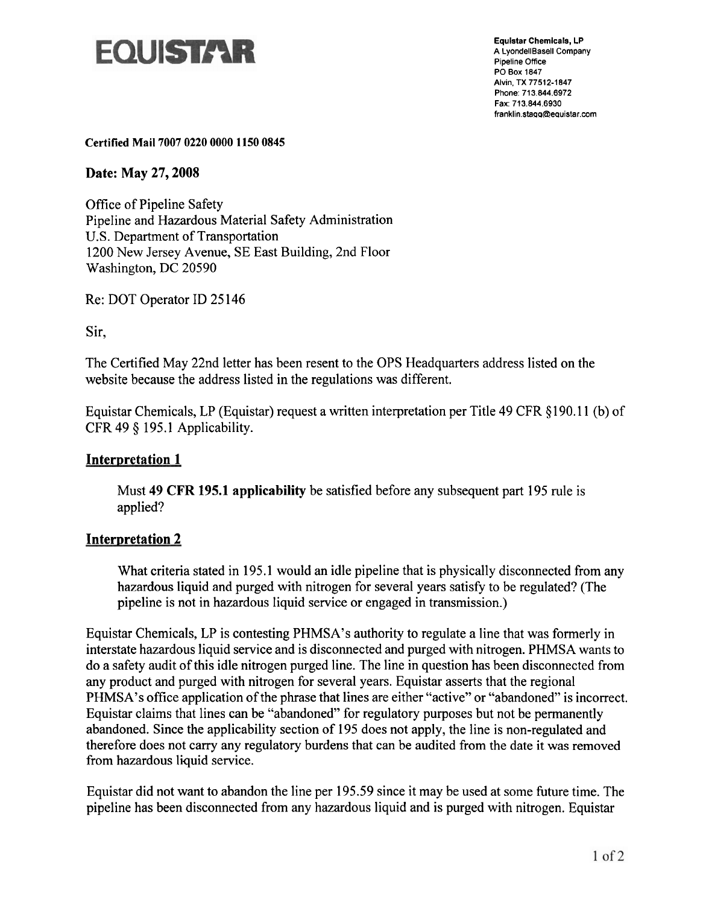# EQUISTAR

**Equistar Chemicals, LP**
A LyondellBasell Company
Pipeline Office
PO Box 1847
Alvin, TX 77512-1847
Phone: 713.844.6972
Fax: 713.844.6930
franklin.stagg@equistar.com

**Certified Mail 7007 0220 0000 1150 0845**

**Date: May 27, 2008**

Office of Pipeline Safety
Pipeline and Hazardous Material Safety Administration
U.S. Department of Transportation
1200 New Jersey Avenue, SE East Building, 2nd Floor
Washington, DC 20590

Re: DOT Operator ID 25146

Sir,

The Certified May 22nd letter has been resent to the OPS Headquarters address listed on the website because the address listed in the regulations was different.

Equistar Chemicals, LP (Equistar) request a written interpretation per Title 49 CFR §190.11 (b) of CFR 49 § 195.1 Applicability.

## Interpretation 1

Must **49 CFR 195.1 applicability** be satisfied before any subsequent part 195 rule is applied?

## Interpretation 2

What criteria stated in 195.1 would an idle pipeline that is physically disconnected from any hazardous liquid and purged with nitrogen for several years satisfy to be regulated? (The pipeline is not in hazardous liquid service or engaged in transmission.)

Equistar Chemicals, LP is contesting PHMSA's authority to regulate a line that was formerly in interstate hazardous liquid service and is disconnected and purged with nitrogen. PHMSA wants to do a safety audit of this idle nitrogen purged line. The line in question has been disconnected from any product and purged with nitrogen for several years. Equistar asserts that the regional PHMSA's office application of the phrase that lines are either "active" or "abandoned" is incorrect. Equistar claims that lines can be "abandoned" for regulatory purposes but not be permanently abandoned. Since the applicability section of 195 does not apply, the line is non-regulated and therefore does not carry any regulatory burdens that can be audited from the date it was removed from hazardous liquid service.

Equistar did not want to abandon the line per 195.59 since it may be used at some future time. The pipeline has been disconnected from any hazardous liquid and is purged with nitrogen. Equistar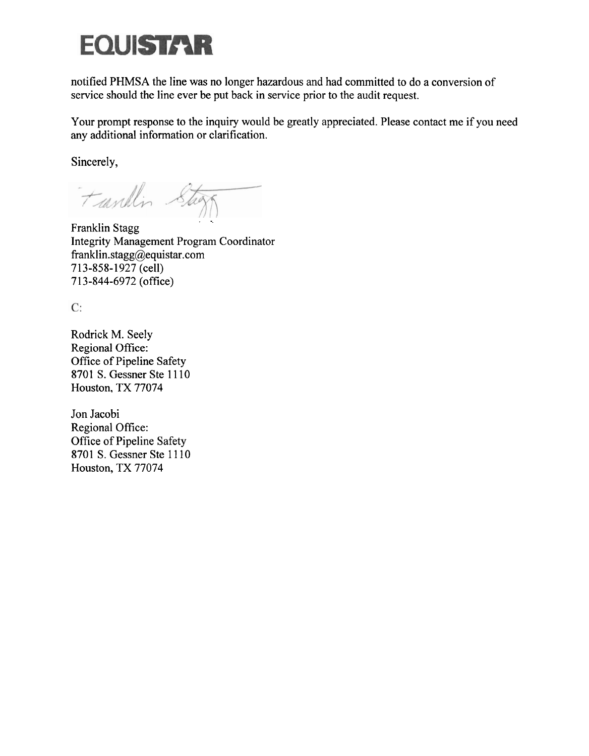notified PHMSA the line was no longer hazardous and had committed to do a conversion of service should the line ever be put back in service prior to the audit request.

Your prompt response to the inquiry would be greatly appreciated. Please contact me if you need any additional information or clarification.

Sincerely,

Franklin Stagg

Franklin Stagg
Integrity Management Program Coordinator
franklin.stagg@equistar.com
713-858-1927 (cell)
713-844-6972 (office)

C:

Rodrick M. Seely
Regional Office:
Office of Pipeline Safety
8701 S. Gessner Ste 1110
Houston, TX 77074

Jon Jacobi
Regional Office:
Office of Pipeline Safety
8701 S. Gessner Ste 1110
Houston, TX 77074